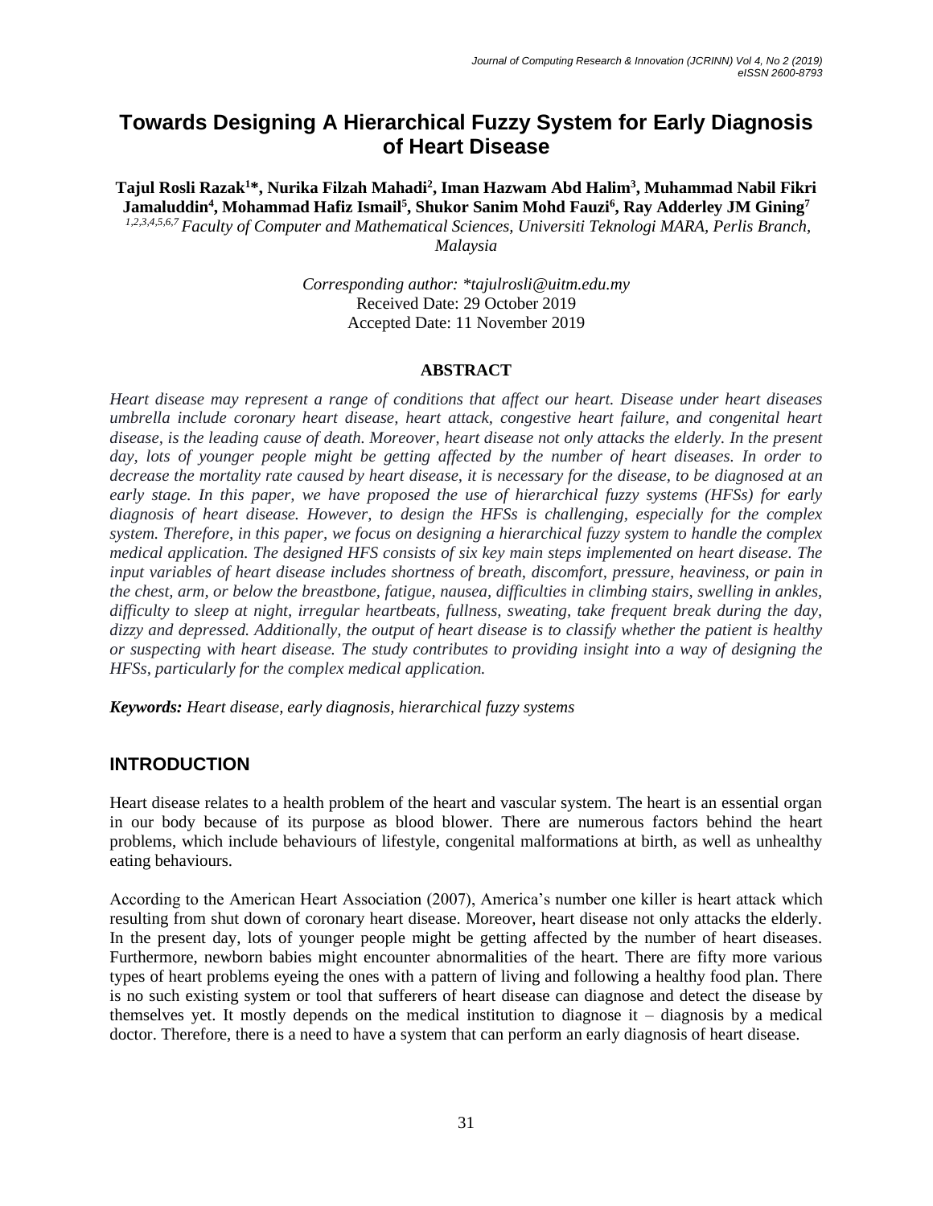# Towards Designing A Hierarchical Fuzzy System for Early Diagnosis of Heart Disease

**Tajul Rosli Razak[1]*, Nurika Filzah Mahadi[2], Iman Hazwam Abd Halim[3], Muhammad Nabil Fikri Jamaluddin[4], Mohammad Hafiz Ismail[5], Shukor Sanim Mohd Fauzi[6], Ray Adderley JM Gining[7]**

[1,2,3,4,5,6,7] *Faculty of Computer and Mathematical Sciences, Universiti Teknologi MARA, Perlis Branch, Malaysia*

*Corresponding author: *tajulrosli@uitm.edu.my*
Received Date: 29 October 2019
Accepted Date: 11 November 2019

## ABSTRACT

*Heart disease may represent a range of conditions that affect our heart. Disease under heart diseases umbrella include coronary heart disease, heart attack, congestive heart failure, and congenital heart disease, is the leading cause of death. Moreover, heart disease not only attacks the elderly. In the present day, lots of younger people might be getting affected by the number of heart diseases. In order to decrease the mortality rate caused by heart disease, it is necessary for the disease, to be diagnosed at an early stage. In this paper, we have proposed the use of hierarchical fuzzy systems (HFSs) for early diagnosis of heart disease. However, to design the HFSs is challenging, especially for the complex system. Therefore, in this paper, we focus on designing a hierarchical fuzzy system to handle the complex medical application. The designed HFS consists of six key main steps implemented on heart disease. The input variables of heart disease includes shortness of breath, discomfort, pressure, heaviness, or pain in the chest, arm, or below the breastbone, fatigue, nausea, difficulties in climbing stairs, swelling in ankles, difficulty to sleep at night, irregular heartbeats, fullness, sweating, take frequent break during the day, dizzy and depressed. Additionally, the output of heart disease is to classify whether the patient is healthy or suspecting with heart disease. The study contributes to providing insight into a way of designing the HFSs, particularly for the complex medical application.*

***Keywords:*** *Heart disease, early diagnosis, hierarchical fuzzy systems*

## INTRODUCTION

Heart disease relates to a health problem of the heart and vascular system. The heart is an essential organ in our body because of its purpose as blood blower. There are numerous factors behind the heart problems, which include behaviours of lifestyle, congenital malformations at birth, as well as unhealthy eating behaviours.

According to the American Heart Association (2007), America's number one killer is heart attack which resulting from shut down of coronary heart disease. Moreover, heart disease not only attacks the elderly. In the present day, lots of younger people might be getting affected by the number of heart diseases. Furthermore, newborn babies might encounter abnormalities of the heart. There are fifty more various types of heart problems eyeing the ones with a pattern of living and following a healthy food plan. There is no such existing system or tool that sufferers of heart disease can diagnose and detect the disease by themselves yet. It mostly depends on the medical institution to diagnose it – diagnosis by a medical doctor. Therefore, there is a need to have a system that can perform an early diagnosis of heart disease.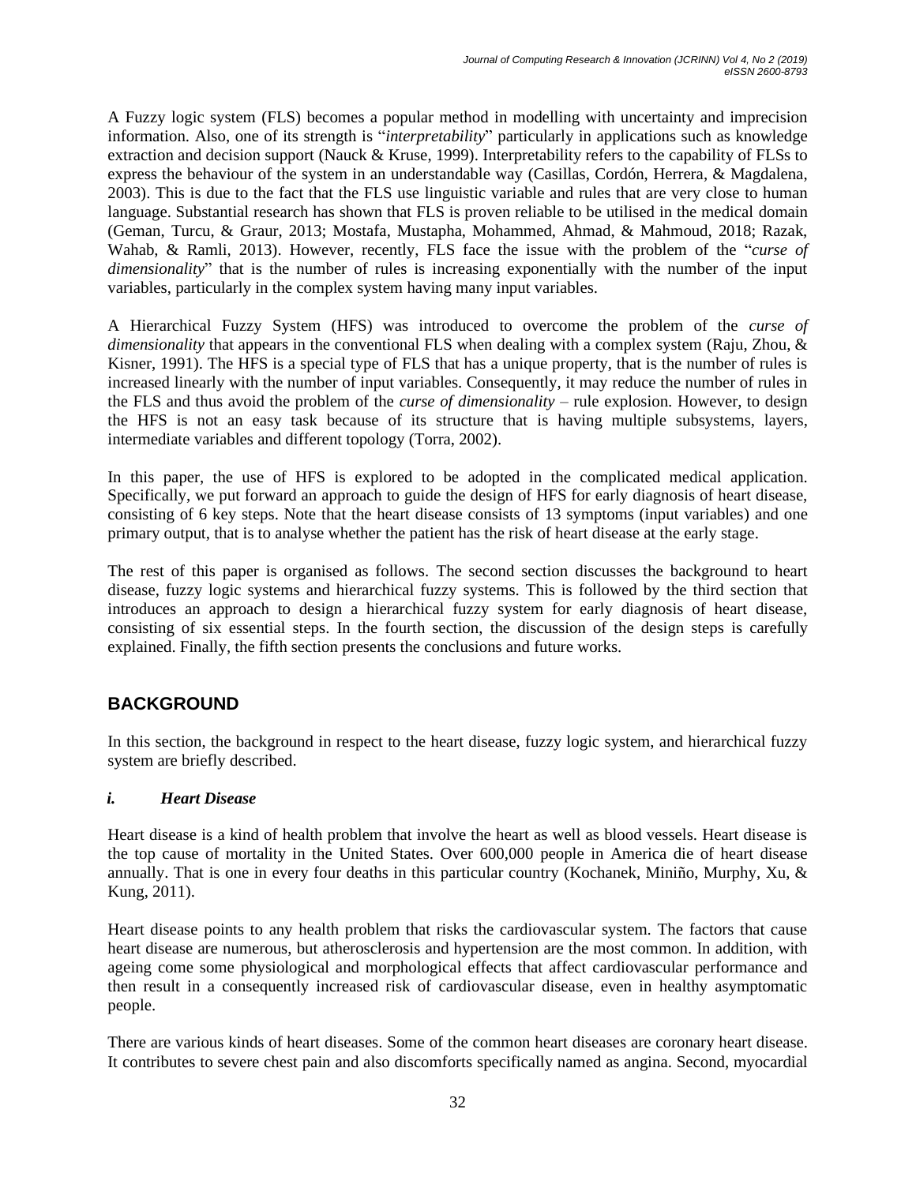A Fuzzy logic system (FLS) becomes a popular method in modelling with uncertainty and imprecision information. Also, one of its strength is "*interpretability*" particularly in applications such as knowledge extraction and decision support (Nauck & Kruse, 1999). Interpretability refers to the capability of FLSs to express the behaviour of the system in an understandable way (Casillas, Cordón, Herrera, & Magdalena, 2003). This is due to the fact that the FLS use linguistic variable and rules that are very close to human language. Substantial research has shown that FLS is proven reliable to be utilised in the medical domain (Geman, Turcu, & Graur, 2013; Mostafa, Mustapha, Mohammed, Ahmad, & Mahmoud, 2018; Razak, Wahab, & Ramli, 2013). However, recently, FLS face the issue with the problem of the "*curse of dimensionality*" that is the number of rules is increasing exponentially with the number of the input variables, particularly in the complex system having many input variables.

A Hierarchical Fuzzy System (HFS) was introduced to overcome the problem of the *curse of dimensionality* that appears in the conventional FLS when dealing with a complex system (Raju, Zhou, & Kisner, 1991). The HFS is a special type of FLS that has a unique property, that is the number of rules is increased linearly with the number of input variables. Consequently, it may reduce the number of rules in the FLS and thus avoid the problem of the *curse of dimensionality* – rule explosion. However, to design the HFS is not an easy task because of its structure that is having multiple subsystems, layers, intermediate variables and different topology (Torra, 2002).

In this paper, the use of HFS is explored to be adopted in the complicated medical application. Specifically, we put forward an approach to guide the design of HFS for early diagnosis of heart disease, consisting of 6 key steps. Note that the heart disease consists of 13 symptoms (input variables) and one primary output, that is to analyse whether the patient has the risk of heart disease at the early stage.

The rest of this paper is organised as follows. The second section discusses the background to heart disease, fuzzy logic systems and hierarchical fuzzy systems. This is followed by the third section that introduces an approach to design a hierarchical fuzzy system for early diagnosis of heart disease, consisting of six essential steps. In the fourth section, the discussion of the design steps is carefully explained. Finally, the fifth section presents the conclusions and future works.

## BACKGROUND

In this section, the background in respect to the heart disease, fuzzy logic system, and hierarchical fuzzy system are briefly described.

### *i. Heart Disease*

Heart disease is a kind of health problem that involve the heart as well as blood vessels. Heart disease is the top cause of mortality in the United States. Over 600,000 people in America die of heart disease annually. That is one in every four deaths in this particular country (Kochanek, Miniño, Murphy, Xu, & Kung, 2011).

Heart disease points to any health problem that risks the cardiovascular system. The factors that cause heart disease are numerous, but atherosclerosis and hypertension are the most common. In addition, with ageing come some physiological and morphological effects that affect cardiovascular performance and then result in a consequently increased risk of cardiovascular disease, even in healthy asymptomatic people.

There are various kinds of heart diseases. Some of the common heart diseases are coronary heart disease. It contributes to severe chest pain and also discomforts specifically named as angina. Second, myocardial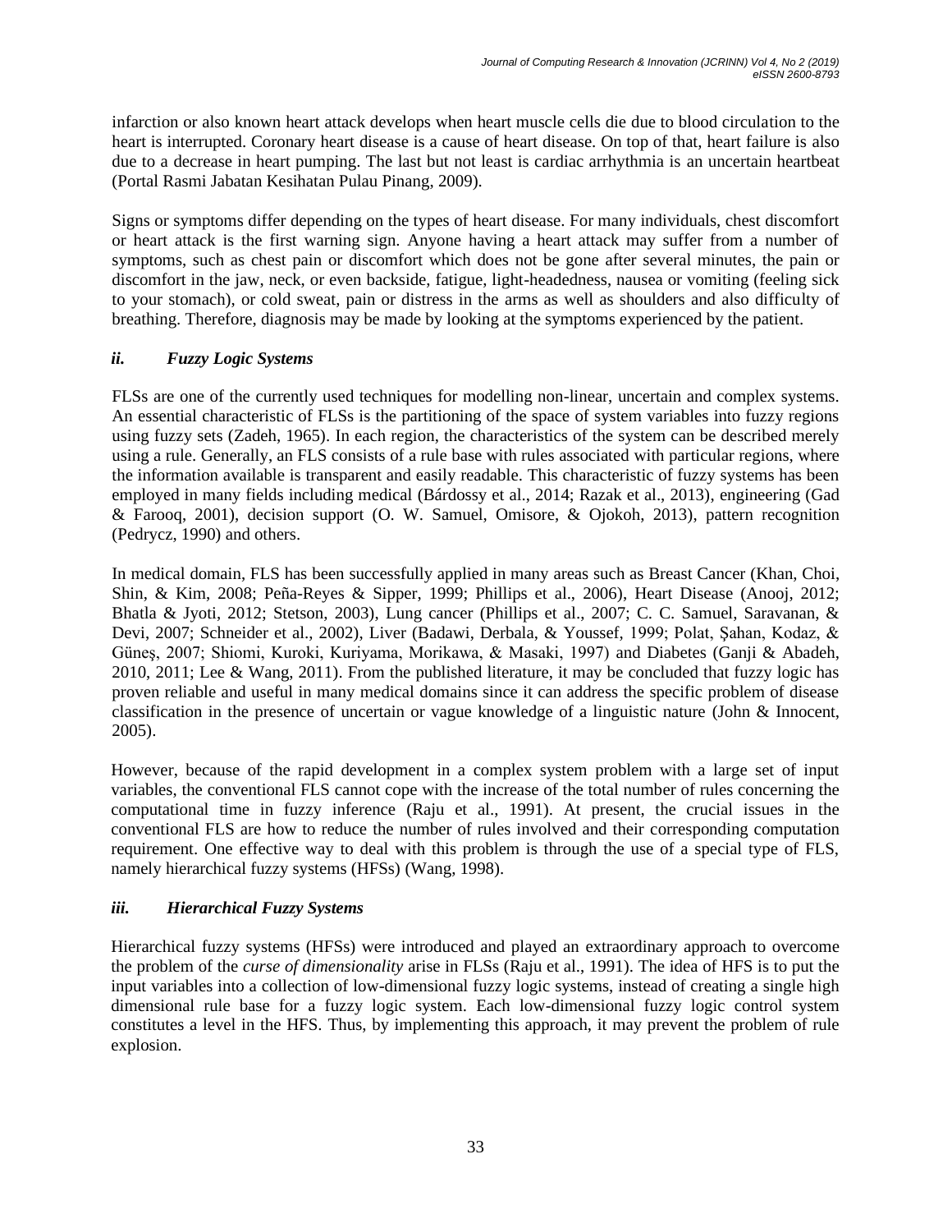infarction or also known heart attack develops when heart muscle cells die due to blood circulation to the heart is interrupted. Coronary heart disease is a cause of heart disease. On top of that, heart failure is also due to a decrease in heart pumping. The last but not least is cardiac arrhythmia is an uncertain heartbeat (Portal Rasmi Jabatan Kesihatan Pulau Pinang, 2009).

Signs or symptoms differ depending on the types of heart disease. For many individuals, chest discomfort or heart attack is the first warning sign. Anyone having a heart attack may suffer from a number of symptoms, such as chest pain or discomfort which does not be gone after several minutes, the pain or discomfort in the jaw, neck, or even backside, fatigue, light-headedness, nausea or vomiting (feeling sick to your stomach), or cold sweat, pain or distress in the arms as well as shoulders and also difficulty of breathing. Therefore, diagnosis may be made by looking at the symptoms experienced by the patient.

### *ii. Fuzzy Logic Systems*

FLSs are one of the currently used techniques for modelling non-linear, uncertain and complex systems. An essential characteristic of FLSs is the partitioning of the space of system variables into fuzzy regions using fuzzy sets (Zadeh, 1965). In each region, the characteristics of the system can be described merely using a rule. Generally, an FLS consists of a rule base with rules associated with particular regions, where the information available is transparent and easily readable. This characteristic of fuzzy systems has been employed in many fields including medical (Bárdossy et al., 2014; Razak et al., 2013), engineering (Gad & Farooq, 2001), decision support (O. W. Samuel, Omisore, & Ojokoh, 2013), pattern recognition (Pedrycz, 1990) and others.

In medical domain, FLS has been successfully applied in many areas such as Breast Cancer (Khan, Choi, Shin, & Kim, 2008; Peña-Reyes & Sipper, 1999; Phillips et al., 2006), Heart Disease (Anooj, 2012; Bhatla & Jyoti, 2012; Stetson, 2003), Lung cancer (Phillips et al., 2007; C. C. Samuel, Saravanan, & Devi, 2007; Schneider et al., 2002), Liver (Badawi, Derbala, & Youssef, 1999; Polat, Şahan, Kodaz, & Güneş, 2007; Shiomi, Kuroki, Kuriyama, Morikawa, & Masaki, 1997) and Diabetes (Ganji & Abadeh, 2010, 2011; Lee & Wang, 2011). From the published literature, it may be concluded that fuzzy logic has proven reliable and useful in many medical domains since it can address the specific problem of disease classification in the presence of uncertain or vague knowledge of a linguistic nature (John & Innocent, 2005).

However, because of the rapid development in a complex system problem with a large set of input variables, the conventional FLS cannot cope with the increase of the total number of rules concerning the computational time in fuzzy inference (Raju et al., 1991). At present, the crucial issues in the conventional FLS are how to reduce the number of rules involved and their corresponding computation requirement. One effective way to deal with this problem is through the use of a special type of FLS, namely hierarchical fuzzy systems (HFSs) (Wang, 1998).

### *iii. Hierarchical Fuzzy Systems*

Hierarchical fuzzy systems (HFSs) were introduced and played an extraordinary approach to overcome the problem of the *curse of dimensionality* arise in FLSs (Raju et al., 1991). The idea of HFS is to put the input variables into a collection of low-dimensional fuzzy logic systems, instead of creating a single high dimensional rule base for a fuzzy logic system. Each low-dimensional fuzzy logic control system constitutes a level in the HFS. Thus, by implementing this approach, it may prevent the problem of rule explosion.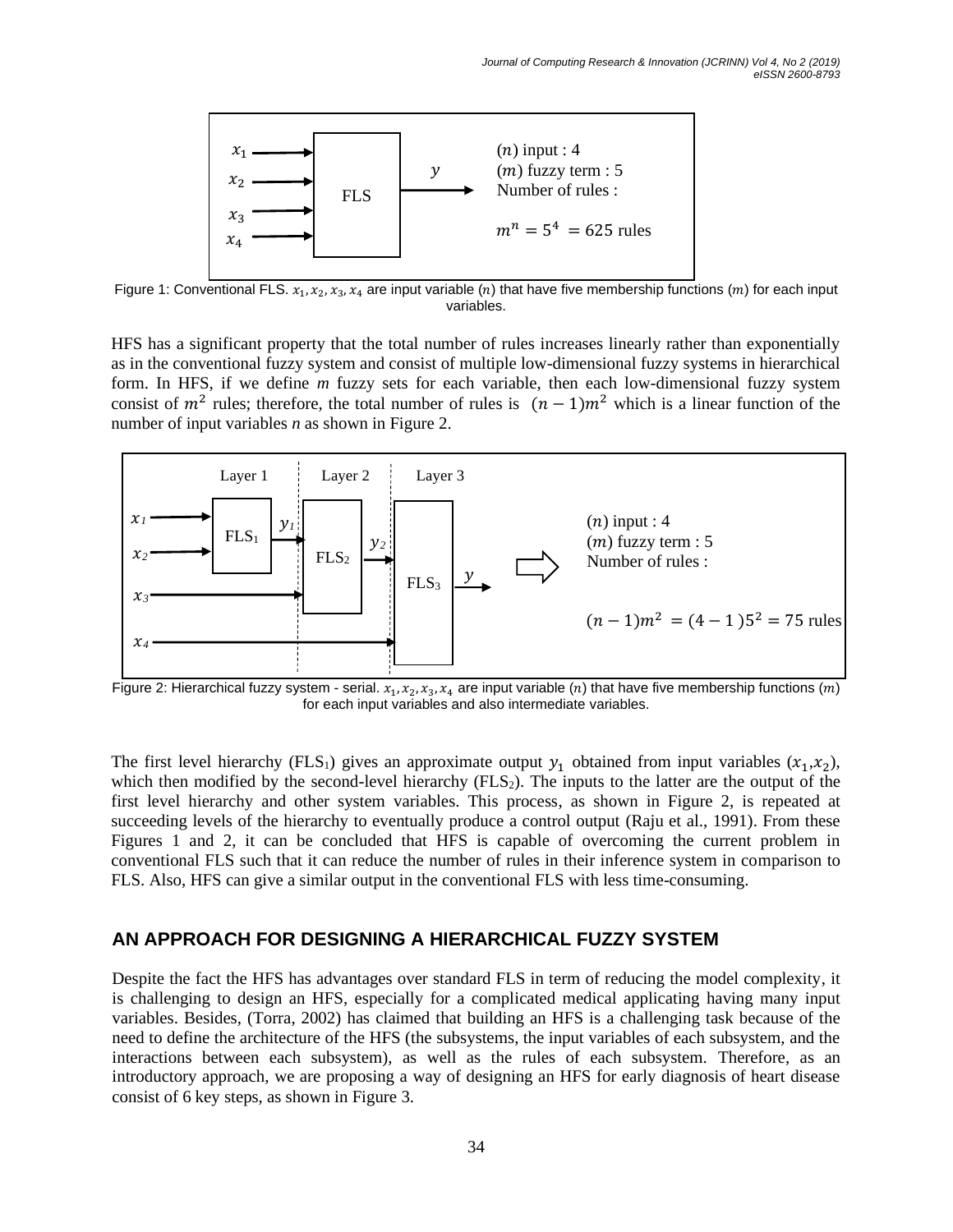$x_1$, $x_2$, $x_3$, $x_4$ → FLS → $y$

($n$) input : 4
($m$) fuzzy term : 5
Number of rules :

$m^n = 5^4 = 625$ rules

Figure 1: Conventional FLS. $x_1, x_2, x_3, x_4$ are input variable ($n$) that have five membership functions ($m$) for each input variables.

HFS has a significant property that the total number of rules increases linearly rather than exponentially as in the conventional fuzzy system and consist of multiple low-dimensional fuzzy systems in hierarchical form. In HFS, if we define *m* fuzzy sets for each variable, then each low-dimensional fuzzy system consist of $m^2$ rules; therefore, the total number of rules is $(n-1)m^2$ which is a linear function of the number of input variables *n* as shown in Figure 2.

Layer 1 | Layer 2 | Layer 3

$x_1$, $x_2$ → $FLS_1$ → $y_1$; $y_1$, $x_3$ → $FLS_2$ → $y_2$; $y_2$, $x_4$ → $FLS_3$ → $y$

($n$) input : 4
($m$) fuzzy term : 5
Number of rules :

$(n-1)m^2 = (4-1)5^2 = 75$ rules

Figure 2: Hierarchical fuzzy system - serial. $x_1, x_2, x_3, x_4$ are input variable ($n$) that have five membership functions ($m$) for each input variables and also intermediate variables.

The first level hierarchy ($FLS_1$) gives an approximate output $y_1$ obtained from input variables ($x_1$,$x_2$), which then modified by the second-level hierarchy ($FLS_2$). The inputs to the latter are the output of the first level hierarchy and other system variables. This process, as shown in Figure 2, is repeated at succeeding levels of the hierarchy to eventually produce a control output (Raju et al., 1991). From these Figures 1 and 2, it can be concluded that HFS is capable of overcoming the current problem in conventional FLS such that it can reduce the number of rules in their inference system in comparison to FLS. Also, HFS can give a similar output in the conventional FLS with less time-consuming.

## AN APPROACH FOR DESIGNING A HIERARCHICAL FUZZY SYSTEM

Despite the fact the HFS has advantages over standard FLS in term of reducing the model complexity, it is challenging to design an HFS, especially for a complicated medical applicating having many input variables. Besides, (Torra, 2002) has claimed that building an HFS is a challenging task because of the need to define the architecture of the HFS (the subsystems, the input variables of each subsystem, and the interactions between each subsystem), as well as the rules of each subsystem. Therefore, as an introductory approach, we are proposing a way of designing an HFS for early diagnosis of heart disease consist of 6 key steps, as shown in Figure 3.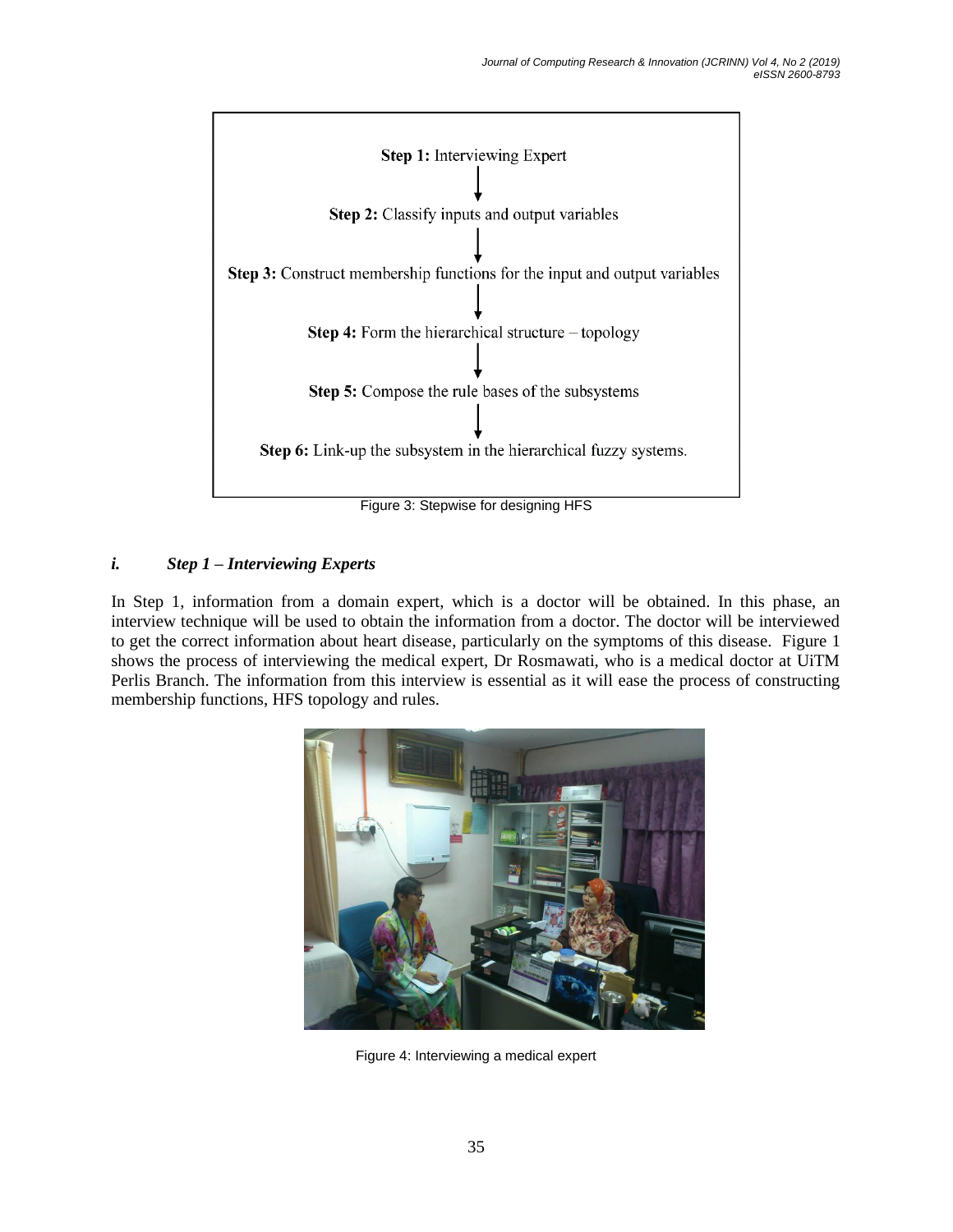**Step 1:** Interviewing Expert

↓

**Step 2:** Classify inputs and output variables

↓

**Step 3:** Construct membership functions for the input and output variables

↓

**Step 4:** Form the hierarchical structure – topology

↓

**Step 5:** Compose the rule bases of the subsystems

↓

**Step 6:** Link-up the subsystem in the hierarchical fuzzy systems.

Figure 3: Stepwise for designing HFS

### *i. Step 1 – Interviewing Experts*

In Step 1, information from a domain expert, which is a doctor will be obtained. In this phase, an interview technique will be used to obtain the information from a doctor. The doctor will be interviewed to get the correct information about heart disease, particularly on the symptoms of this disease. Figure 1 shows the process of interviewing the medical expert, Dr Rosmawati, who is a medical doctor at UiTM Perlis Branch. The information from this interview is essential as it will ease the process of constructing membership functions, HFS topology and rules.

Figure 4: Interviewing a medical expert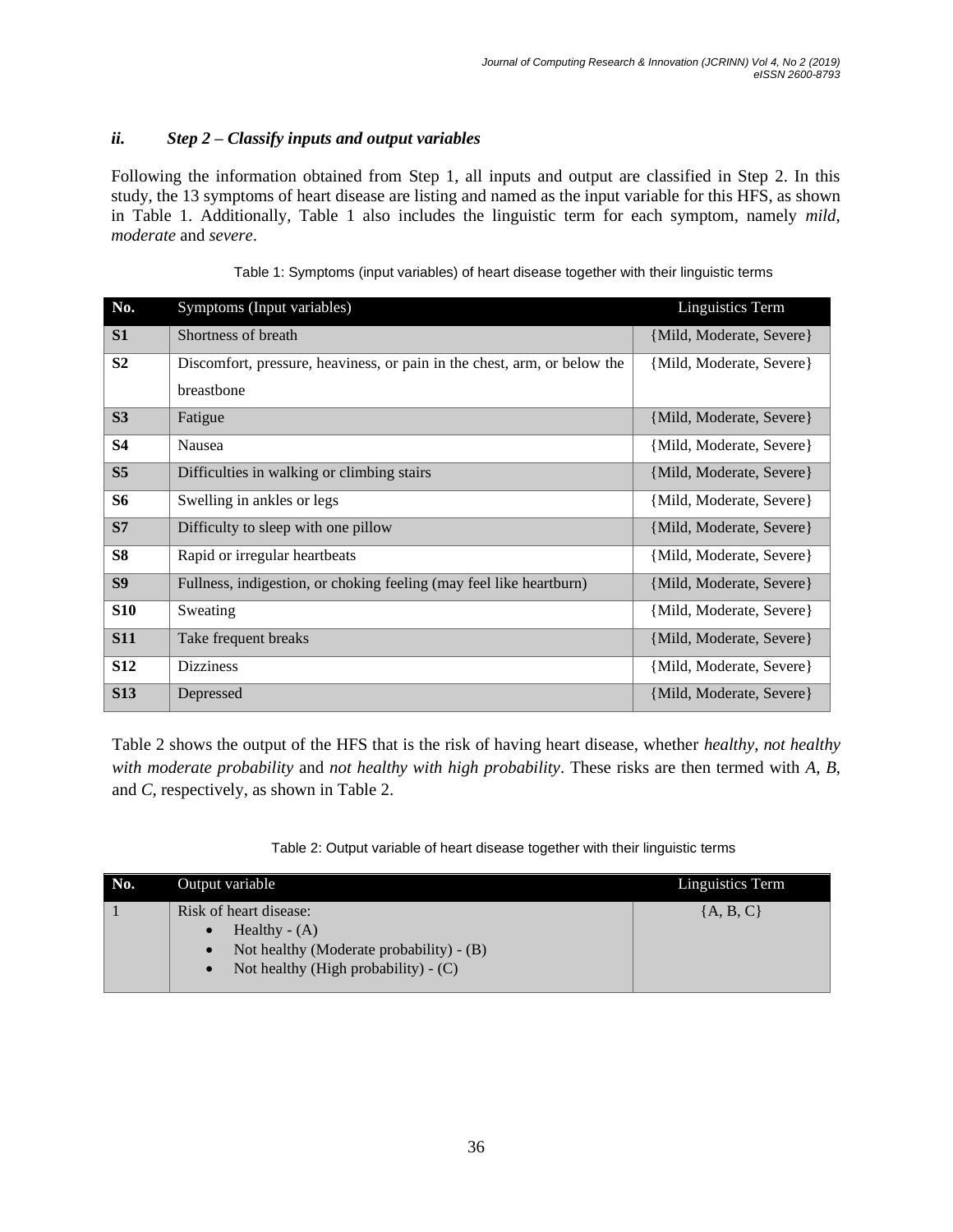### *ii. Step 2 – Classify inputs and output variables*

Following the information obtained from Step 1, all inputs and output are classified in Step 2. In this study, the 13 symptoms of heart disease are listing and named as the input variable for this HFS, as shown in Table 1. Additionally, Table 1 also includes the linguistic term for each symptom, namely *mild*, *moderate* and *severe*.

Table 1: Symptoms (input variables) of heart disease together with their linguistic terms

| No. | Symptoms (Input variables) | Linguistics Term |
|---|---|---|
| **S1** | Shortness of breath | {Mild, Moderate, Severe} |
| **S2** | Discomfort, pressure, heaviness, or pain in the chest, arm, or below the breastbone | {Mild, Moderate, Severe} |
| **S3** | Fatigue | {Mild, Moderate, Severe} |
| **S4** | Nausea | {Mild, Moderate, Severe} |
| **S5** | Difficulties in walking or climbing stairs | {Mild, Moderate, Severe} |
| **S6** | Swelling in ankles or legs | {Mild, Moderate, Severe} |
| **S7** | Difficulty to sleep with one pillow | {Mild, Moderate, Severe} |
| **S8** | Rapid or irregular heartbeats | {Mild, Moderate, Severe} |
| **S9** | Fullness, indigestion, or choking feeling (may feel like heartburn) | {Mild, Moderate, Severe} |
| **S10** | Sweating | {Mild, Moderate, Severe} |
| **S11** | Take frequent breaks | {Mild, Moderate, Severe} |
| **S12** | Dizziness | {Mild, Moderate, Severe} |
| **S13** | Depressed | {Mild, Moderate, Severe} |

Table 2 shows the output of the HFS that is the risk of having heart disease, whether *healthy*, *not healthy with moderate probability* and *not healthy with high probability*. These risks are then termed with *A*, *B*, and *C*, respectively, as shown in Table 2.

Table 2: Output variable of heart disease together with their linguistic terms

| No. | Output variable | Linguistics Term |
|---|---|---|
| 1 | Risk of heart disease:<br>• Healthy - (A)<br>• Not healthy (Moderate probability) - (B)<br>• Not healthy (High probability) - (C) | {A, B, C} |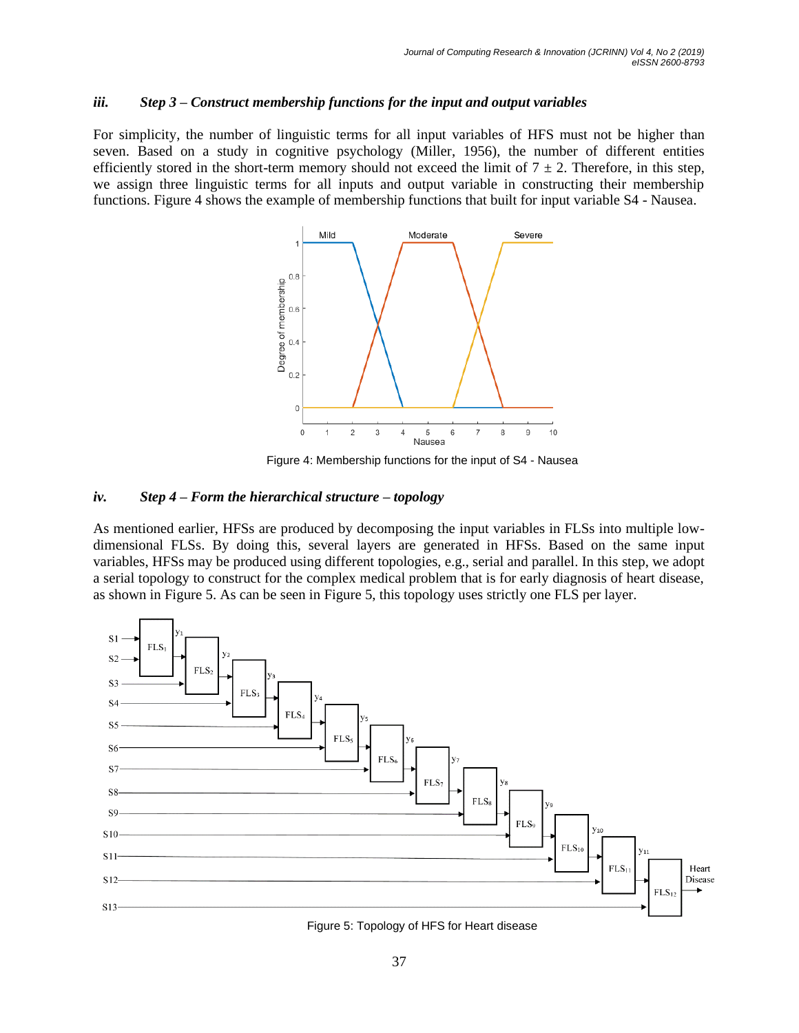### *iii. Step 3 – Construct membership functions for the input and output variables*

For simplicity, the number of linguistic terms for all input variables of HFS must not be higher than seven. Based on a study in cognitive psychology (Miller, 1956), the number of different entities efficiently stored in the short-term memory should not exceed the limit of $7 \pm 2$. Therefore, in this step, we assign three linguistic terms for all inputs and output variable in constructing their membership functions. Figure 4 shows the example of membership functions that built for input variable S4 - Nausea.

Figure 4: Membership functions for the input of S4 - Nausea

### *iv. Step 4 – Form the hierarchical structure – topology*

As mentioned earlier, HFSs are produced by decomposing the input variables in FLSs into multiple low-dimensional FLSs. By doing this, several layers are generated in HFSs. Based on the same input variables, HFSs may be produced using different topologies, e.g., serial and parallel. In this step, we adopt a serial topology to construct for the complex medical problem that is for early diagnosis of heart disease, as shown in Figure 5. As can be seen in Figure 5, this topology uses strictly one FLS per layer.

Figure 5: Topology of HFS for Heart disease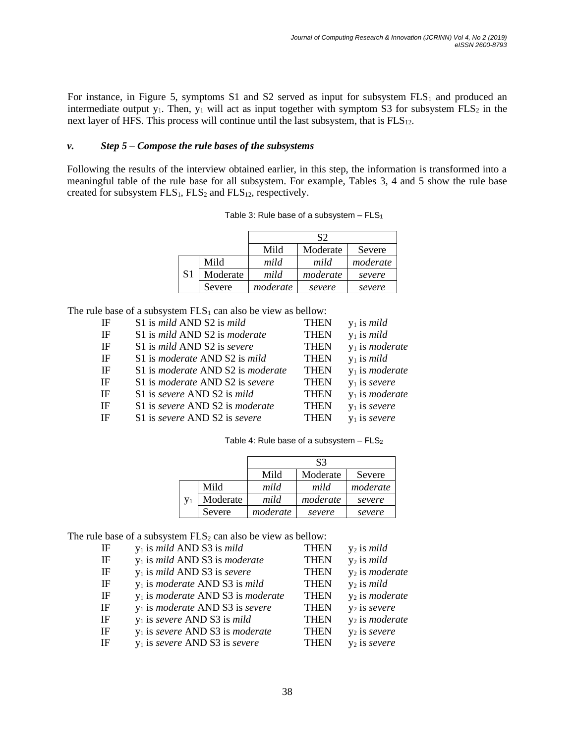For instance, in Figure 5, symptoms S1 and S2 served as input for subsystem $FLS_1$ and produced an intermediate output $y_1$. Then, $y_1$ will act as input together with symptom S3 for subsystem $FLS_2$ in the next layer of HFS. This process will continue until the last subsystem, that is $FLS_{12}$.

### *v. Step 5 – Compose the rule bases of the subsystems*

Following the results of the interview obtained earlier, in this step, the information is transformed into a meaningful table of the rule base for all subsystem. For example, Tables 3, 4 and 5 show the rule base created for subsystem $FLS_1$, $FLS_2$ and $FLS_{12}$, respectively.

Table 3: Rule base of a subsystem – $FLS_1$

| | | S2 | | |
|---|---|---|---|---|
| | | Mild | Moderate | Severe |
| S1 | Mild | *mild* | *mild* | *moderate* |
| | Moderate | *mild* | *moderate* | *severe* |
| | Severe | *moderate* | *severe* | *severe* |

The rule base of a subsystem $FLS_1$ can also be view as bellow:

| | | | |
|---|---|---|---|
| IF | S1 is *mild* AND S2 is *mild* | THEN | $y_1$ is *mild* |
| IF | S1 is *mild* AND S2 is *moderate* | THEN | $y_1$ is *mild* |
| IF | S1 is *mild* AND S2 is *severe* | THEN | $y_1$ is *moderate* |
| IF | S1 is *moderate* AND S2 is *mild* | THEN | $y_1$ is *mild* |
| IF | S1 is *moderate* AND S2 is *moderate* | THEN | $y_1$ is *moderate* |
| IF | S1 is *moderate* AND S2 is *severe* | THEN | $y_1$ is *severe* |
| IF | S1 is *severe* AND S2 is *mild* | THEN | $y_1$ is *moderate* |
| IF | S1 is *severe* AND S2 is *moderate* | THEN | $y_1$ is *severe* |
| IF | S1 is *severe* AND S2 is *severe* | THEN | $y_1$ is *severe* |

Table 4: Rule base of a subsystem – $FLS_2$

| | | S3 | | |
|---|---|---|---|---|
| | | Mild | Moderate | Severe |
| $y_1$ | Mild | *mild* | *mild* | *moderate* |
| | Moderate | *mild* | *moderate* | *severe* |
| | Severe | *moderate* | *severe* | *severe* |

The rule base of a subsystem $FLS_2$ can also be view as bellow:

| | | | |
|---|---|---|---|
| IF | $y_1$ is *mild* AND S3 is *mild* | THEN | $y_2$ is *mild* |
| IF | $y_1$ is *mild* AND S3 is *moderate* | THEN | $y_2$ is *mild* |
| IF | $y_1$ is *mild* AND S3 is *severe* | THEN | $y_2$ is *moderate* |
| IF | $y_1$ is *moderate* AND S3 is *mild* | THEN | $y_2$ is *mild* |
| IF | $y_1$ is *moderate* AND S3 is *moderate* | THEN | $y_2$ is *moderate* |
| IF | $y_1$ is *moderate* AND S3 is *severe* | THEN | $y_2$ is *severe* |
| IF | $y_1$ is *severe* AND S3 is *mild* | THEN | $y_2$ is *moderate* |
| IF | $y_1$ is *severe* AND S3 is *moderate* | THEN | $y_2$ is *severe* |
| IF | $y_1$ is *severe* AND S3 is *severe* | THEN | $y_2$ is *severe* |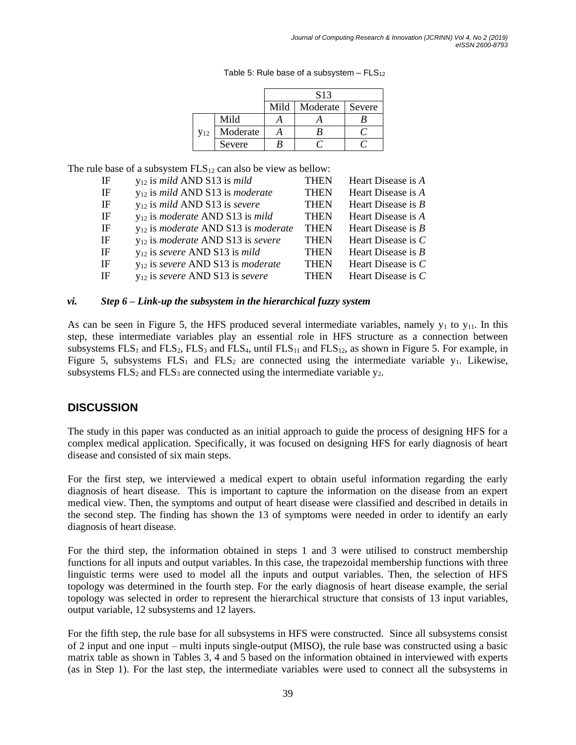Table 5: Rule base of a subsystem – $FLS_{12}$

| | | S13 | | |
|---|---|---|---|---|
| | | Mild | Moderate | Severe |
| $y_{12}$ | Mild | *A* | *A* | *B* |
| | Moderate | *A* | *B* | *C* |
| | Severe | *B* | *C* | *C* |

The rule base of a subsystem $FLS_{12}$ can also be view as bellow:

| | | | |
|---|---|---|---|
| IF | $y_{12}$ is *mild* AND S13 is *mild* | THEN | Heart Disease is *A* |
| IF | $y_{12}$ is *mild* AND S13 is *moderate* | THEN | Heart Disease is *A* |
| IF | $y_{12}$ is *mild* AND S13 is *severe* | THEN | Heart Disease is *B* |
| IF | $y_{12}$ is *moderate* AND S13 is *mild* | THEN | Heart Disease is *A* |
| IF | $y_{12}$ is *moderate* AND S13 is *moderate* | THEN | Heart Disease is *B* |
| IF | $y_{12}$ is *moderate* AND S13 is *severe* | THEN | Heart Disease is *C* |
| IF | $y_{12}$ is *severe* AND S13 is *mild* | THEN | Heart Disease is *B* |
| IF | $y_{12}$ is *severe* AND S13 is *moderate* | THEN | Heart Disease is *C* |
| IF | $y_{12}$ is *severe* AND S13 is *severe* | THEN | Heart Disease is *C* |

### *vi. Step 6 – Link-up the subsystem in the hierarchical fuzzy system*

As can be seen in Figure 5, the HFS produced several intermediate variables, namely $y_1$ to $y_{11}$. In this step, these intermediate variables play an essential role in HFS structure as a connection between subsystems $FLS_1$ and $FLS_2$, $FLS_3$ and $FLS_4$, until $FLS_{11}$ and $FLS_{12}$, as shown in Figure 5. For example, in Figure 5, subsystems $FLS_1$ and $FLS_2$ are connected using the intermediate variable $y_1$. Likewise, subsystems $FLS_2$ and $FLS_3$ are connected using the intermediate variable $y_2$.

## DISCUSSION

The study in this paper was conducted as an initial approach to guide the process of designing HFS for a complex medical application. Specifically, it was focused on designing HFS for early diagnosis of heart disease and consisted of six main steps.

For the first step, we interviewed a medical expert to obtain useful information regarding the early diagnosis of heart disease. This is important to capture the information on the disease from an expert medical view. Then, the symptoms and output of heart disease were classified and described in details in the second step. The finding has shown the 13 of symptoms were needed in order to identify an early diagnosis of heart disease.

For the third step, the information obtained in steps 1 and 3 were utilised to construct membership functions for all inputs and output variables. In this case, the trapezoidal membership functions with three linguistic terms were used to model all the inputs and output variables. Then, the selection of HFS topology was determined in the fourth step. For the early diagnosis of heart disease example, the serial topology was selected in order to represent the hierarchical structure that consists of 13 input variables, output variable, 12 subsystems and 12 layers.

For the fifth step, the rule base for all subsystems in HFS were constructed. Since all subsystems consist of 2 input and one input – multi inputs single-output (MISO), the rule base was constructed using a basic matrix table as shown in Tables 3, 4 and 5 based on the information obtained in interviewed with experts (as in Step 1). For the last step, the intermediate variables were used to connect all the subsystems in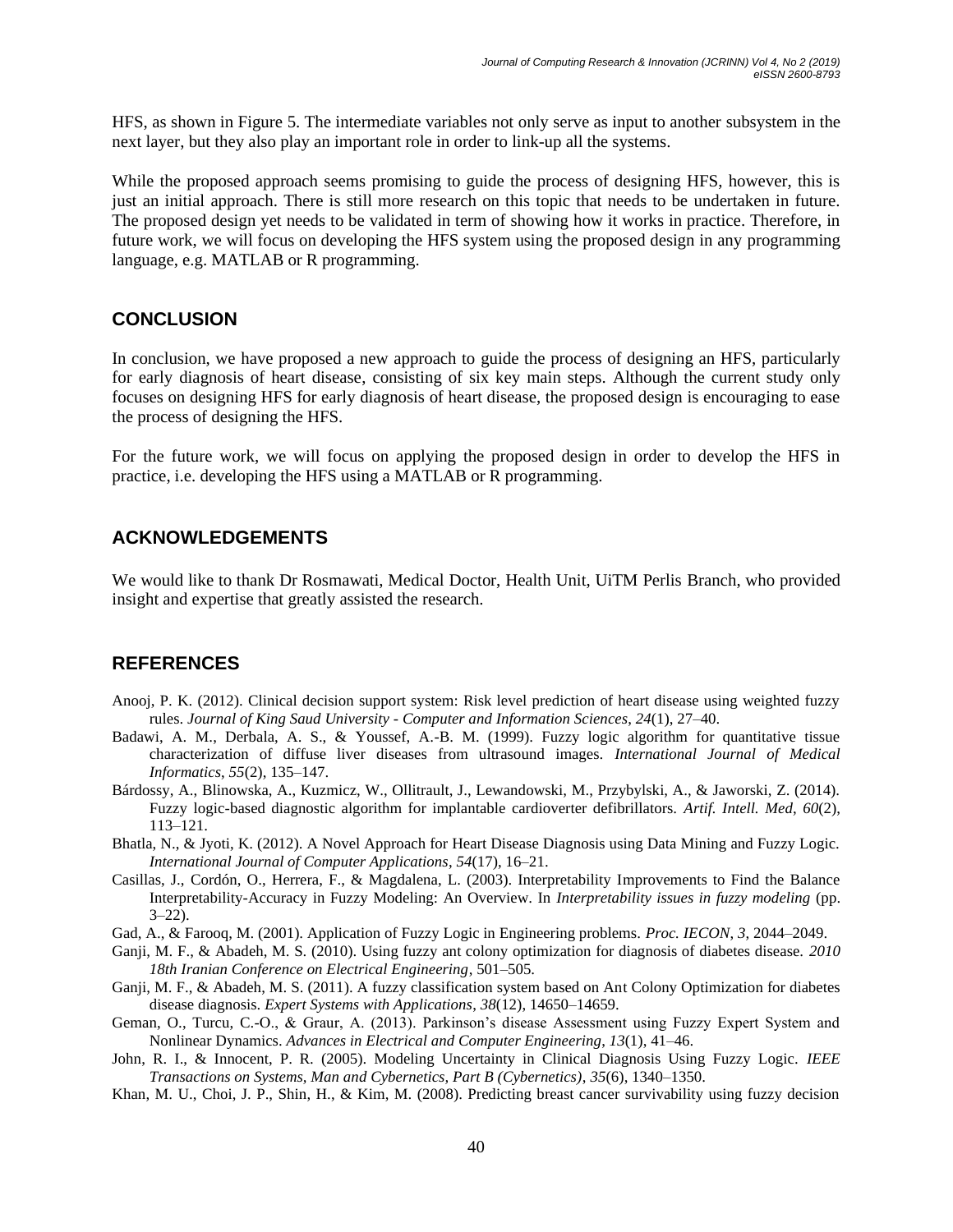HFS, as shown in Figure 5. The intermediate variables not only serve as input to another subsystem in the next layer, but they also play an important role in order to link-up all the systems.

While the proposed approach seems promising to guide the process of designing HFS, however, this is just an initial approach. There is still more research on this topic that needs to be undertaken in future. The proposed design yet needs to be validated in term of showing how it works in practice. Therefore, in future work, we will focus on developing the HFS system using the proposed design in any programming language, e.g. MATLAB or R programming.

## CONCLUSION

In conclusion, we have proposed a new approach to guide the process of designing an HFS, particularly for early diagnosis of heart disease, consisting of six key main steps. Although the current study only focuses on designing HFS for early diagnosis of heart disease, the proposed design is encouraging to ease the process of designing the HFS.

For the future work, we will focus on applying the proposed design in order to develop the HFS in practice, i.e. developing the HFS using a MATLAB or R programming.

## ACKNOWLEDGEMENTS

We would like to thank Dr Rosmawati, Medical Doctor, Health Unit, UiTM Perlis Branch, who provided insight and expertise that greatly assisted the research.

## REFERENCES

Anooj, P. K. (2012). Clinical decision support system: Risk level prediction of heart disease using weighted fuzzy rules. *Journal of King Saud University - Computer and Information Sciences*, *24*(1), 27–40.

Badawi, A. M., Derbala, A. S., & Youssef, A.-B. M. (1999). Fuzzy logic algorithm for quantitative tissue characterization of diffuse liver diseases from ultrasound images. *International Journal of Medical Informatics*, *55*(2), 135–147.

Bárdossy, A., Blinowska, A., Kuzmicz, W., Ollitrault, J., Lewandowski, M., Przybylski, A., & Jaworski, Z. (2014). Fuzzy logic-based diagnostic algorithm for implantable cardioverter defibrillators. *Artif. Intell. Med*, *60*(2), 113–121.

Bhatla, N., & Jyoti, K. (2012). A Novel Approach for Heart Disease Diagnosis using Data Mining and Fuzzy Logic. *International Journal of Computer Applications*, *54*(17), 16–21.

Casillas, J., Cordón, O., Herrera, F., & Magdalena, L. (2003). Interpretability Improvements to Find the Balance Interpretability-Accuracy in Fuzzy Modeling: An Overview. In *Interpretability issues in fuzzy modeling* (pp. 3–22).

Gad, A., & Farooq, M. (2001). Application of Fuzzy Logic in Engineering problems. *Proc. IECON*, *3*, 2044–2049.

Ganji, M. F., & Abadeh, M. S. (2010). Using fuzzy ant colony optimization for diagnosis of diabetes disease. *2010 18th Iranian Conference on Electrical Engineering*, 501–505.

Ganji, M. F., & Abadeh, M. S. (2011). A fuzzy classification system based on Ant Colony Optimization for diabetes disease diagnosis. *Expert Systems with Applications*, *38*(12), 14650–14659.

Geman, O., Turcu, C.-O., & Graur, A. (2013). Parkinson's disease Assessment using Fuzzy Expert System and Nonlinear Dynamics. *Advances in Electrical and Computer Engineering*, *13*(1), 41–46.

John, R. I., & Innocent, P. R. (2005). Modeling Uncertainty in Clinical Diagnosis Using Fuzzy Logic. *IEEE Transactions on Systems, Man and Cybernetics, Part B (Cybernetics)*, *35*(6), 1340–1350.

Khan, M. U., Choi, J. P., Shin, H., & Kim, M. (2008). Predicting breast cancer survivability using fuzzy decision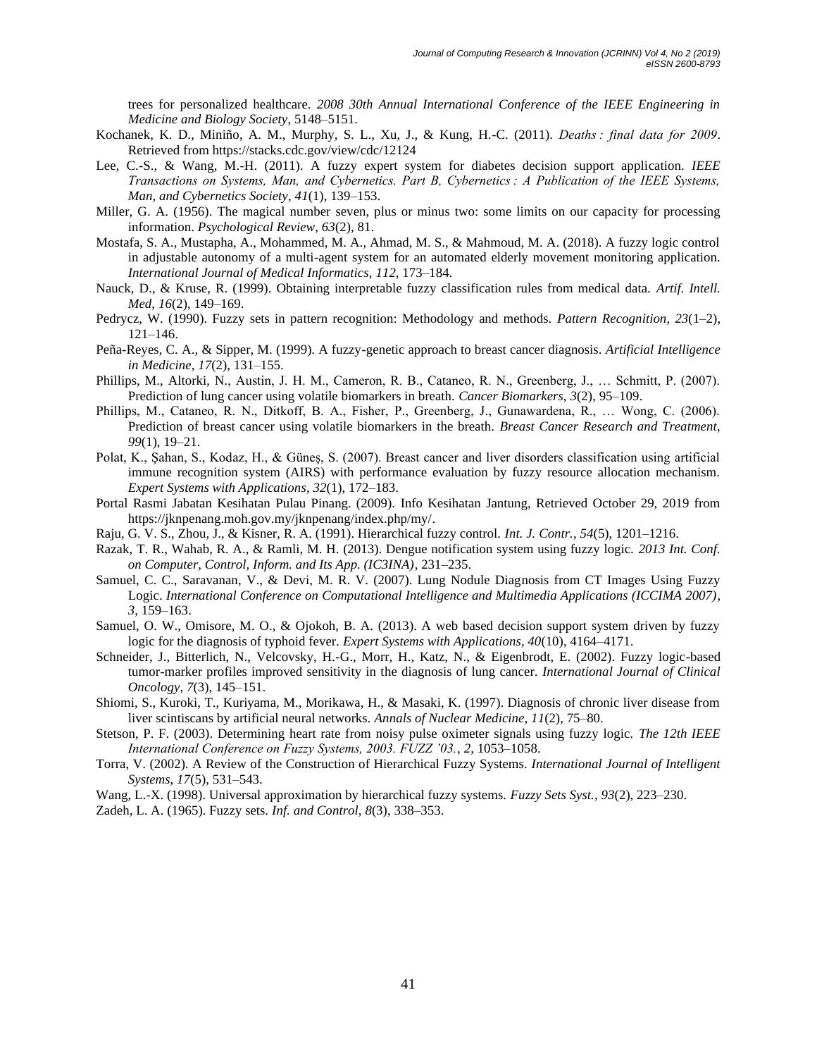trees for personalized healthcare. *2008 30th Annual International Conference of the IEEE Engineering in Medicine and Biology Society*, 5148–5151.

Kochanek, K. D., Miniño, A. M., Murphy, S. L., Xu, J., & Kung, H.-C. (2011). *Deaths : final data for 2009*. Retrieved from https://stacks.cdc.gov/view/cdc/12124

Lee, C.-S., & Wang, M.-H. (2011). A fuzzy expert system for diabetes decision support application. *IEEE Transactions on Systems, Man, and Cybernetics. Part B, Cybernetics : A Publication of the IEEE Systems, Man, and Cybernetics Society*, *41*(1), 139–153.

Miller, G. A. (1956). The magical number seven, plus or minus two: some limits on our capacity for processing information. *Psychological Review*, *63*(2), 81.

Mostafa, S. A., Mustapha, A., Mohammed, M. A., Ahmad, M. S., & Mahmoud, M. A. (2018). A fuzzy logic control in adjustable autonomy of a multi-agent system for an automated elderly movement monitoring application. *International Journal of Medical Informatics*, *112*, 173–184.

Nauck, D., & Kruse, R. (1999). Obtaining interpretable fuzzy classification rules from medical data. *Artif. Intell. Med*, *16*(2), 149–169.

Pedrycz, W. (1990). Fuzzy sets in pattern recognition: Methodology and methods. *Pattern Recognition*, *23*(1–2), 121–146.

Peña-Reyes, C. A., & Sipper, M. (1999). A fuzzy-genetic approach to breast cancer diagnosis. *Artificial Intelligence in Medicine*, *17*(2), 131–155.

Phillips, M., Altorki, N., Austin, J. H. M., Cameron, R. B., Cataneo, R. N., Greenberg, J., … Schmitt, P. (2007). Prediction of lung cancer using volatile biomarkers in breath. *Cancer Biomarkers*, *3*(2), 95–109.

Phillips, M., Cataneo, R. N., Ditkoff, B. A., Fisher, P., Greenberg, J., Gunawardena, R., … Wong, C. (2006). Prediction of breast cancer using volatile biomarkers in the breath. *Breast Cancer Research and Treatment*, *99*(1), 19–21.

Polat, K., Şahan, S., Kodaz, H., & Güneş, S. (2007). Breast cancer and liver disorders classification using artificial immune recognition system (AIRS) with performance evaluation by fuzzy resource allocation mechanism. *Expert Systems with Applications*, *32*(1), 172–183.

Portal Rasmi Jabatan Kesihatan Pulau Pinang. (2009). Info Kesihatan Jantung, Retrieved October 29, 2019 from https://jknpenang.moh.gov.my/jknpenang/index.php/my/.

Raju, G. V. S., Zhou, J., & Kisner, R. A. (1991). Hierarchical fuzzy control. *Int. J. Contr.*, *54*(5), 1201–1216.

Razak, T. R., Wahab, R. A., & Ramli, M. H. (2013). Dengue notification system using fuzzy logic. *2013 Int. Conf. on Computer, Control, Inform. and Its App. (IC3INA)*, 231–235.

Samuel, C. C., Saravanan, V., & Devi, M. R. V. (2007). Lung Nodule Diagnosis from CT Images Using Fuzzy Logic. *International Conference on Computational Intelligence and Multimedia Applications (ICCIMA 2007)*, *3*, 159–163.

Samuel, O. W., Omisore, M. O., & Ojokoh, B. A. (2013). A web based decision support system driven by fuzzy logic for the diagnosis of typhoid fever. *Expert Systems with Applications*, *40*(10), 4164–4171.

Schneider, J., Bitterlich, N., Velcovsky, H.-G., Morr, H., Katz, N., & Eigenbrodt, E. (2002). Fuzzy logic-based tumor-marker profiles improved sensitivity in the diagnosis of lung cancer. *International Journal of Clinical Oncology*, *7*(3), 145–151.

Shiomi, S., Kuroki, T., Kuriyama, M., Morikawa, H., & Masaki, K. (1997). Diagnosis of chronic liver disease from liver scintiscans by artificial neural networks. *Annals of Nuclear Medicine*, *11*(2), 75–80.

Stetson, P. F. (2003). Determining heart rate from noisy pulse oximeter signals using fuzzy logic. *The 12th IEEE International Conference on Fuzzy Systems, 2003. FUZZ '03.*, *2*, 1053–1058.

Torra, V. (2002). A Review of the Construction of Hierarchical Fuzzy Systems. *International Journal of Intelligent Systems*, *17*(5), 531–543.

Wang, L.-X. (1998). Universal approximation by hierarchical fuzzy systems. *Fuzzy Sets Syst.*, *93*(2), 223–230.

Zadeh, L. A. (1965). Fuzzy sets. *Inf. and Control*, *8*(3), 338–353.